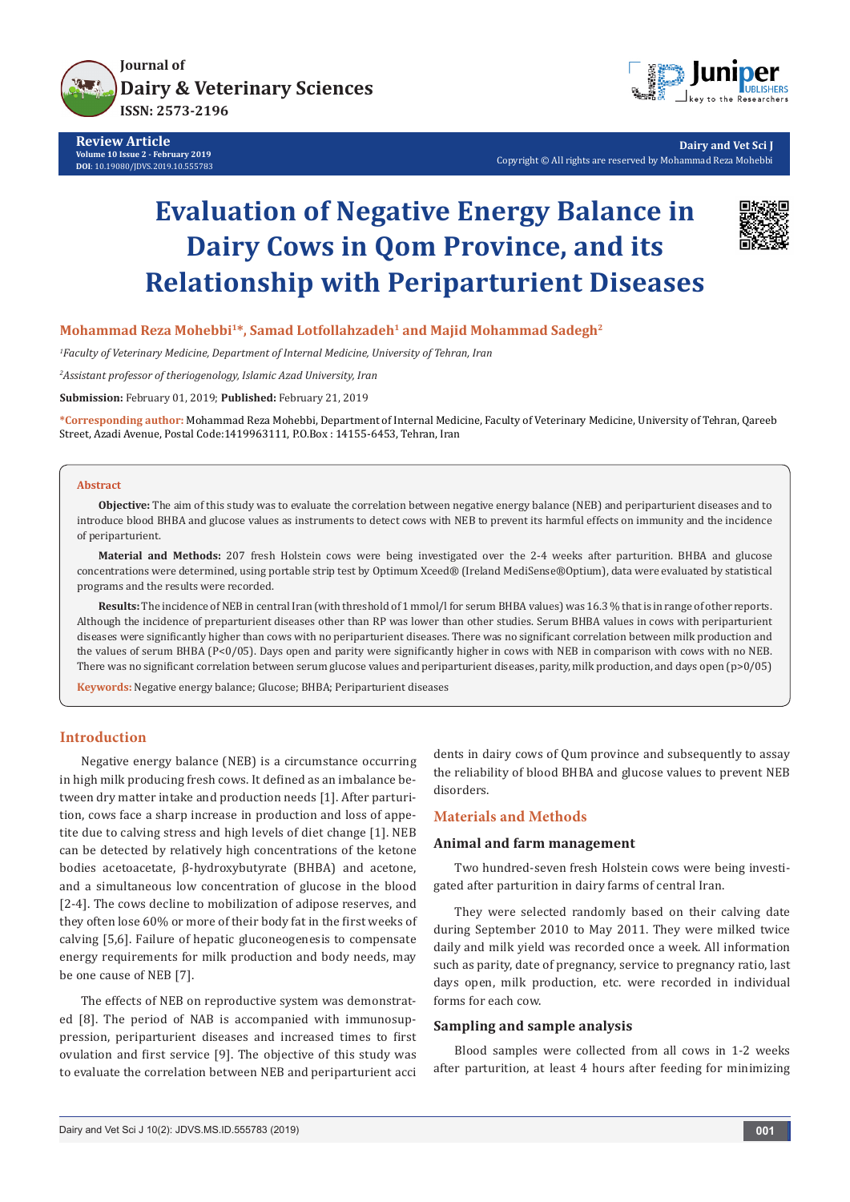# Evaluation of Negative Energy Balance in Dairy Cows in Qom Province, and its Relationship with Periparturient Diseases

**Mohammad Reza Mohebbi[1]*, Samad Lotfollahzadeh[1] and Majid Mohammad Sadegh[2]**

[1]*Faculty of Veterinary Medicine, Department of Internal Medicine, University of Tehran, Iran*

[2]*Assistant professor of theriogenology, Islamic Azad University, Iran*

**Submission:** February 01, 2019; **Published:** February 21, 2019

**\*Corresponding author:** Mohammad Reza Mohebbi, Department of Internal Medicine, Faculty of Veterinary Medicine, University of Tehran, Qareeb Street, Azadi Avenue, Postal Code:1419963111, P.O.Box : 14155-6453, Tehran, Iran

## Abstract

**Objective:** The aim of this study was to evaluate the correlation between negative energy balance (NEB) and periparturient diseases and to introduce blood BHBA and glucose values as instruments to detect cows with NEB to prevent its harmful effects on immunity and the incidence of periparturient.

**Material and Methods:** 207 fresh Holstein cows were being investigated over the 2-4 weeks after parturition. BHBA and glucose concentrations were determined, using portable strip test by Optimum Xceed® (Ireland MediSense®Optium), data were evaluated by statistical programs and the results were recorded.

**Results:** The incidence of NEB in central Iran (with threshold of 1 mmol/l for serum BHBA values) was 16.3 % that is in range of other reports. Although the incidence of preparturient diseases other than RP was lower than other studies. Serum BHBA values in cows with periparturient diseases were significantly higher than cows with no periparturient diseases. There was no significant correlation between milk production and the values of serum BHBA (P<0/05). Days open and parity were significantly higher in cows with NEB in comparison with cows with no NEB. There was no significant correlation between serum glucose values and periparturient diseases, parity, milk production, and days open (p>0/05)

**Keywords:** Negative energy balance; Glucose; BHBA; Periparturient diseases

## Introduction

Negative energy balance (NEB) is a circumstance occurring in high milk producing fresh cows. It defined as an imbalance between dry matter intake and production needs [1]. After parturition, cows face a sharp increase in production and loss of appetite due to calving stress and high levels of diet change [1]. NEB can be detected by relatively high concentrations of the ketone bodies acetoacetate, β-hydroxybutyrate (BHBA) and acetone, and a simultaneous low concentration of glucose in the blood [2-4]. The cows decline to mobilization of adipose reserves, and they often lose 60% or more of their body fat in the first weeks of calving [5,6]. Failure of hepatic gluconeogenesis to compensate energy requirements for milk production and body needs, may be one cause of NEB [7].

The effects of NEB on reproductive system was demonstrated [8]. The period of NAB is accompanied with immunosuppression, periparturient diseases and increased times to first ovulation and first service [9]. The objective of this study was to evaluate the correlation between NEB and periparturient accidents in dairy cows of Qum province and subsequently to assay the reliability of blood BHBA and glucose values to prevent NEB disorders.

## Materials and Methods

### Animal and farm management

Two hundred-seven fresh Holstein cows were being investigated after parturition in dairy farms of central Iran.

They were selected randomly based on their calving date during September 2010 to May 2011. They were milked twice daily and milk yield was recorded once a week. All information such as parity, date of pregnancy, service to pregnancy ratio, last days open, milk production, etc. were recorded in individual forms for each cow.

### Sampling and sample analysis

Blood samples were collected from all cows in 1-2 weeks after parturition, at least 4 hours after feeding for minimizing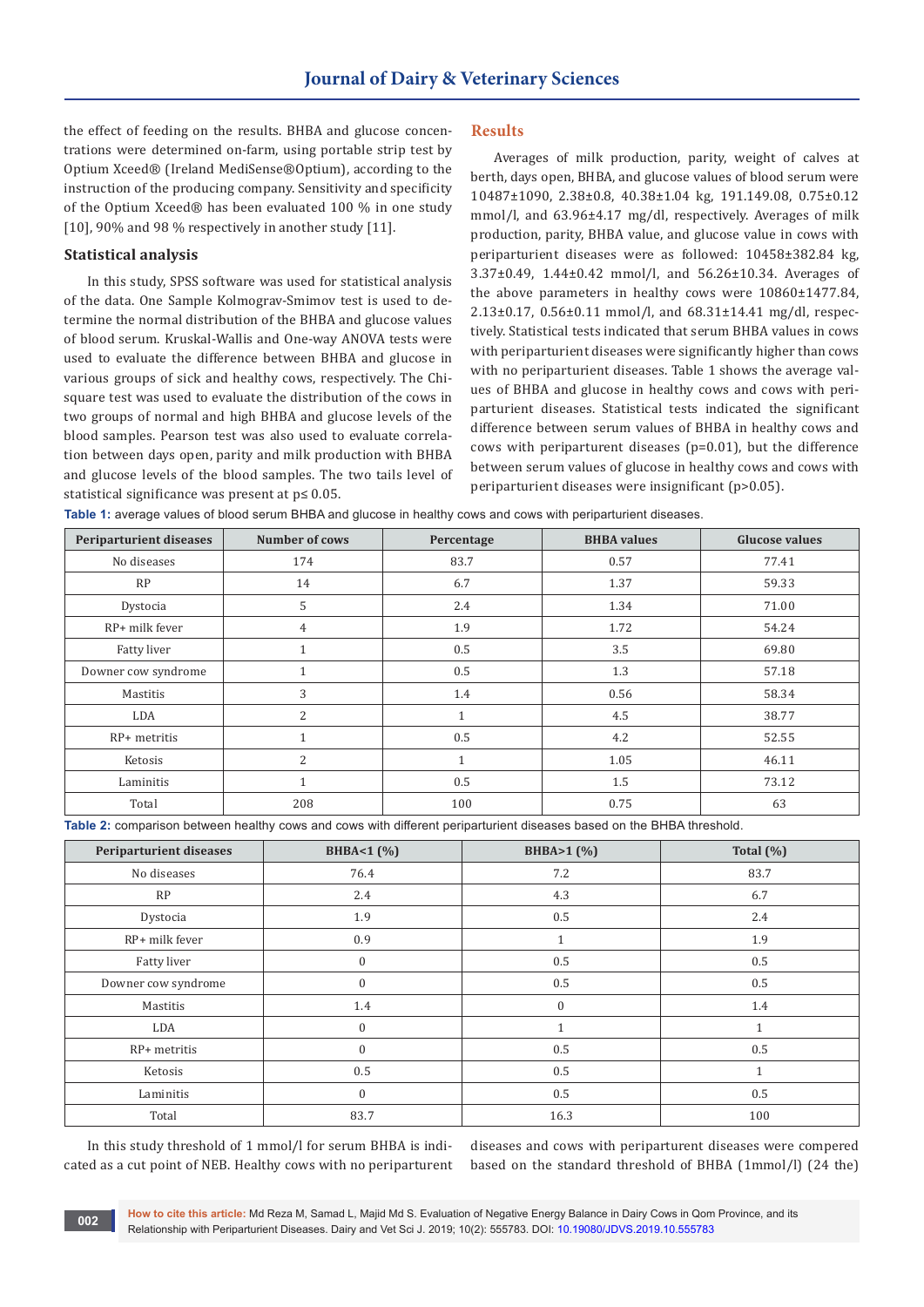the effect of feeding on the results. BHBA and glucose concentrations were determined on-farm, using portable strip test by Optium Xceed® (Ireland MediSense®Optium), according to the instruction of the producing company. Sensitivity and specificity of the Optium Xceed® has been evaluated 100 % in one study [10], 90% and 98 % respectively in another study [11].

### Statistical analysis

In this study, SPSS software was used for statistical analysis of the data. One Sample Kolmograv-Smimov test is used to determine the normal distribution of the BHBA and glucose values of blood serum. Kruskal-Wallis and One-way ANOVA tests were used to evaluate the difference between BHBA and glucose in various groups of sick and healthy cows, respectively. The Chi-square test was used to evaluate the distribution of the cows in two groups of normal and high BHBA and glucose levels of the blood samples. Pearson test was also used to evaluate correlation between days open, parity and milk production with BHBA and glucose levels of the blood samples. The two tails level of statistical significance was present at p≤ 0.05.

## Results

Averages of milk production, parity, weight of calves at berth, days open, BHBA, and glucose values of blood serum were 10487±1090, 2.38±0.8, 40.38±1.04 kg, 191.149.08, 0.75±0.12 mmol/l, and 63.96±4.17 mg/dl, respectively. Averages of milk production, parity, BHBA value, and glucose value in cows with periparturient diseases were as followed: 10458±382.84 kg, 3.37±0.49, 1.44±0.42 mmol/l, and 56.26±10.34. Averages of the above parameters in healthy cows were 10860±1477.84, 2.13±0.17, 0.56±0.11 mmol/l, and 68.31±14.41 mg/dl, respectively. Statistical tests indicated that serum BHBA values in cows with periparturient diseases were significantly higher than cows with no periparturient diseases. Table 1 shows the average values of BHBA and glucose in healthy cows and cows with periparturient diseases. Statistical tests indicated the significant difference between serum values of BHBA in healthy cows and cows with periparturent diseases (p=0.01), but the difference between serum values of glucose in healthy cows and cows with periparturient diseases were insignificant (p>0.05).

**Table 1:** average values of blood serum BHBA and glucose in healthy cows and cows with periparturient diseases.

| Periparturient diseases | Number of cows | Percentage | BHBA values | Glucose values |
|---|---|---|---|---|
| No diseases | 174 | 83.7 | 0.57 | 77.41 |
| RP | 14 | 6.7 | 1.37 | 59.33 |
| Dystocia | 5 | 2.4 | 1.34 | 71.00 |
| RP+ milk fever | 4 | 1.9 | 1.72 | 54.24 |
| Fatty liver | 1 | 0.5 | 3.5 | 69.80 |
| Downer cow syndrome | 1 | 0.5 | 1.3 | 57.18 |
| Mastitis | 3 | 1.4 | 0.56 | 58.34 |
| LDA | 2 | 1 | 4.5 | 38.77 |
| RP+ metritis | 1 | 0.5 | 4.2 | 52.55 |
| Ketosis | 2 | 1 | 1.05 | 46.11 |
| Laminitis | 1 | 0.5 | 1.5 | 73.12 |
| Total | 208 | 100 | 0.75 | 63 |

**Table 2:** comparison between healthy cows and cows with different periparturient diseases based on the BHBA threshold.

| Periparturient diseases | BHBA<1 (%) | BHBA>1 (%) | Total (%) |
|---|---|---|---|
| No diseases | 76.4 | 7.2 | 83.7 |
| RP | 2.4 | 4.3 | 6.7 |
| Dystocia | 1.9 | 0.5 | 2.4 |
| RP+ milk fever | 0.9 | 1 | 1.9 |
| Fatty liver | 0 | 0.5 | 0.5 |
| Downer cow syndrome | 0 | 0.5 | 0.5 |
| Mastitis | 1.4 | 0 | 1.4 |
| LDA | 0 | 1 | 1 |
| RP+ metritis | 0 | 0.5 | 0.5 |
| Ketosis | 0.5 | 0.5 | 1 |
| Laminitis | 0 | 0.5 | 0.5 |
| Total | 83.7 | 16.3 | 100 |

In this study threshold of 1 mmol/l for serum BHBA is indicated as a cut point of NEB. Healthy cows with no periparturent diseases and cows with periparturent diseases were compered based on the standard threshold of BHBA (1mmol/l) (24 the)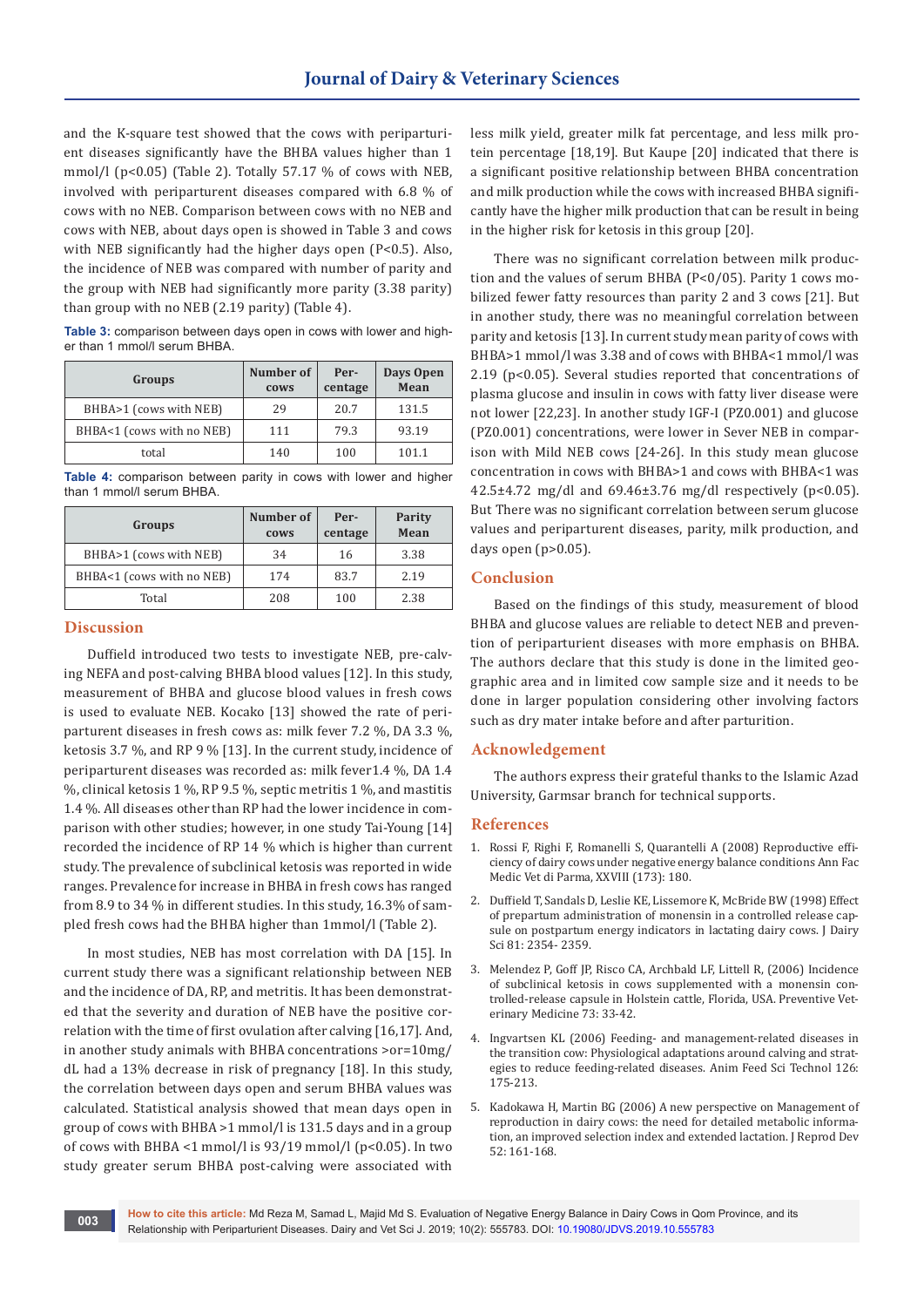and the K-square test showed that the cows with periparturient diseases significantly have the BHBA values higher than 1 mmol/l ($p<0.05$) (Table 2). Totally 57.17 % of cows with NEB, involved with periparturent diseases compared with 6.8 % of cows with no NEB. Comparison between cows with no NEB and cows with NEB, about days open is showed in Table 3 and cows with NEB significantly had the higher days open ($P<0.5$). Also, the incidence of NEB was compared with number of parity and the group with NEB had significantly more parity (3.38 parity) than group with no NEB (2.19 parity) (Table 4).

**Table 3:** comparison between days open in cows with lower and higher than 1 mmol/l serum BHBA.

| Groups | Number of cows | Percentage | Days Open Mean |
|---|---|---|---|
| BHBA>1 (cows with NEB) | 29 | 20.7 | 131.5 |
| BHBA<1 (cows with no NEB) | 111 | 79.3 | 93.19 |
| total | 140 | 100 | 101.1 |

**Table 4:** comparison between parity in cows with lower and higher than 1 mmol/l serum BHBA.

| Groups | Number of cows | Percentage | Parity Mean |
|---|---|---|---|
| BHBA>1 (cows with NEB) | 34 | 16 | 3.38 |
| BHBA<1 (cows with no NEB) | 174 | 83.7 | 2.19 |
| Total | 208 | 100 | 2.38 |

## Discussion

Duffield introduced two tests to investigate NEB, pre-calving NEFA and post-calving BHBA blood values [12]. In this study, measurement of BHBA and glucose blood values in fresh cows is used to evaluate NEB. Kocako [13] showed the rate of periparturent diseases in fresh cows as: milk fever 7.2 %, DA 3.3 %, ketosis 3.7 %, and RP 9 % [13]. In the current study, incidence of periparturent diseases was recorded as: milk fever1.4 %, DA 1.4 %, clinical ketosis 1 %, RP 9.5 %, septic metritis 1 %, and mastitis 1.4 %. All diseases other than RP had the lower incidence in comparison with other studies; however, in one study Tai-Young [14] recorded the incidence of RP 14 % which is higher than current study. The prevalence of subclinical ketosis was reported in wide ranges. Prevalence for increase in BHBA in fresh cows has ranged from 8.9 to 34 % in different studies. In this study, 16.3% of sampled fresh cows had the BHBA higher than 1mmol/l (Table 2).

In most studies, NEB has most correlation with DA [15]. In current study there was a significant relationship between NEB and the incidence of DA, RP, and metritis. It has been demonstrated that the severity and duration of NEB have the positive correlation with the time of first ovulation after calving [16,17]. And, in another study animals with BHBA concentrations >or=10mg/dL had a 13% decrease in risk of pregnancy [18]. In this study, the correlation between days open and serum BHBA values was calculated. Statistical analysis showed that mean days open in group of cows with BHBA >1 mmol/l is 131.5 days and in a group of cows with BHBA <1 mmol/l is 93/19 mmol/l ($p<0.05$). In two study greater serum BHBA post-calving were associated with less milk yield, greater milk fat percentage, and less milk protein percentage [18,19]. But Kaupe [20] indicated that there is a significant positive relationship between BHBA concentration and milk production while the cows with increased BHBA significantly have the higher milk production that can be result in being in the higher risk for ketosis in this group [20].

There was no significant correlation between milk production and the values of serum BHBA ($P<0/05$). Parity 1 cows mobilized fewer fatty resources than parity 2 and 3 cows [21]. But in another study, there was no meaningful correlation between parity and ketosis [13]. In current study mean parity of cows with BHBA>1 mmol/l was 3.38 and of cows with BHBA<1 mmol/l was 2.19 ($p<0.05$). Several studies reported that concentrations of plasma glucose and insulin in cows with fatty liver disease were not lower [22,23]. In another study IGF-I (PZ0.001) and glucose (PZ0.001) concentrations, were lower in Sever NEB in comparison with Mild NEB cows [24-26]. In this study mean glucose concentration in cows with BHBA>1 and cows with BHBA<1 was 42.5±4.72 mg/dl and 69.46±3.76 mg/dl respectively ($p<0.05$). But There was no significant correlation between serum glucose values and periparturent diseases, parity, milk production, and days open ($p>0.05$).

## Conclusion

Based on the findings of this study, measurement of blood BHBA and glucose values are reliable to detect NEB and prevention of periparturent diseases with more emphasis on BHBA. The authors declare that this study is done in the limited geographic area and in limited cow sample size and it needs to be done in larger population considering other involving factors such as dry mater intake before and after parturition.

## Acknowledgement

The authors express their grateful thanks to the Islamic Azad University, Garmsar branch for technical supports.

## References

1. Rossi F, Righi F, Romanelli S, Quarantelli A (2008) Reproductive efficiency of dairy cows under negative energy balance conditions Ann Fac Medic Vet di Parma, XXVIII (173): 180.
2. Duffield T, Sandals D, Leslie KE, Lissemore K, McBride BW (1998) Effect of prepartum administration of monensin in a controlled release capsule on postpartum energy indicators in lactating dairy cows. J Dairy Sci 81: 2354- 2359.
3. Melendez P, Goff JP, Risco CA, Archbald LF, Littell R, (2006) Incidence of subclinical ketosis in cows supplemented with a monensin controlled-release capsule in Holstein cattle, Florida, USA. Preventive Veterinary Medicine 73: 33-42.
4. Ingvartsen KL (2006) Feeding- and management-related diseases in the transition cow: Physiological adaptations around calving and strategies to reduce feeding-related diseases. Anim Feed Sci Technol 126: 175-213.
5. Kadokawa H, Martin BG (2006) A new perspective on Management of reproduction in dairy cows: the need for detailed metabolic information, an improved selection index and extended lactation. J Reprod Dev 52: 161-168.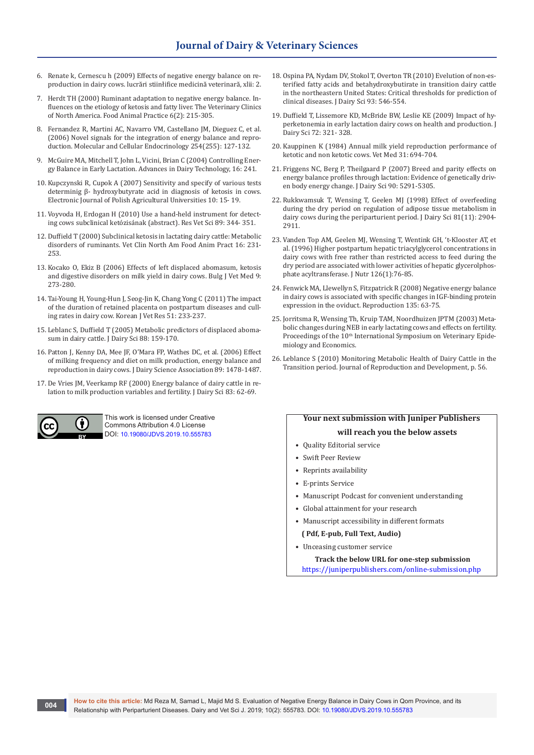6. Renate k, Cernescu h (2009) Effects of negative energy balance on reproduction in dairy cows. lucrări stiinłifice medicină veterinară, xlii: 2.

7. Herdt TH (2000) Ruminant adaptation to negative energy balance. Influences on the etiology of ketosis and fatty liver. The Veterinary Clinics of North America. Food Animal Practice 6(2): 215-305.

8. Fernandez R, Martini AC, Navarro VM, Castellano JM, Dieguez C, et al. (2006) Novel signals for the integration of energy balance and reproduction. Molecular and Cellular Endocrinology 254(255): 127-132.

9. McGuire MA, Mitchell T, John L, Vicini, Brian C (2004) Controlling Energy Balance in Early Lactation. Advances in Dairy Technology, 16: 241.

10. Kupczynski R, Cupok A (2007) Sensitivity and specify of various tests determining β- hydroxybutyrate acid in diagnosis of ketosis in cows. Electronic Journal of Polish Agricultural Universities 10: 15- 19.

11. Voyvoda H, Erdogan H (2010) Use a hand-held instrument for detecting cows subclinical ketózisának (abstract). Res Vet Sci 89: 344- 351.

12. Duffield T (2000) Subclinical ketosis in lactating dairy cattle: Metabolic disorders of ruminants. Vet Clin North Am Food Anim Pract 16: 231-253.

13. Kocako O, Ekiz B (2006) Effects of left displaced abomasum, ketosis and digestive disorders on milk yield in dairy cows. Bulg J Vet Med 9: 273-280.

14. Tai-Young H, Young-Hun J, Seog-Jin K, Chang Yong C (2011) The impact of the duration of retained placenta on postpartum diseases and culling rates in dairy cow. Korean J Vet Res 51: 233-237.

15. Leblanc S, Duffield T (2005) Metabolic predictors of displaced abomasum in dairy cattle. J Dairy Sci 88: 159-170.

16. Patton J, Kenny DA, Mee JF, O'Mara FP, Wathes DC, et al. (2006) Effect of milking frequency and diet on milk production, energy balance and reproduction in dairy cows. J Dairy Science Association 89: 1478-1487.

17. De Vries JM, Veerkamp RF (2000) Energy balance of dairy cattle in relation to milk production variables and fertility. J Dairy Sci 83: 62-69.

18. Ospina PA, Nydam DV, Stokol T, Overton TR (2010) Evelution of non-esterified fatty acids and betahydroxybutirate in transition dairy cattle in the northeastern United States: Critical thresholds for prediction of clinical diseases. J Dairy Sci 93: 546-554.

19. Duffield T, Lissemore KD, McBride BW, Leslie KE (2009) Impact of hyperketonemia in early lactation dairy cows on health and production. J Dairy Sci 72: 321- 328.

20. Kauppinen K (1984) Annual milk yield reproduction performance of ketotic and non ketotic cows. Vet Med 31: 694-704.

21. Friggens NC, Berg P, Theilgaard P (2007) Breed and parity effects on energy balance profiles through lactation: Evidence of genetically driven body energy change. J Dairy Sci 90: 5291-5305.

22. Rukkwamsuk T, Wensing T, Geelen MJ (1998) Effect of overfeeding during the dry period on regulation of adipose tissue metabolism in dairy cows during the periparturient period. J Dairy Sci 81(11): 2904-2911.

23. Vanden Top AM, Geelen MJ, Wensing T, Wentink GH, 't-Klooster AT, et al. (1996) Higher postpartum hepatic triacylglycerol concentrations in dairy cows with free rather than restricted access to feed during the dry period are associated with lower activities of hepatic glycerolphosphate acyltransferase. J Nutr 126(1):76-85.

24. Fenwick MA, Llewellyn S, Fitzpatrick R (2008) Negative energy balance in dairy cows is associated with specific changes in IGF-binding protein expression in the oviduct. Reproduction 135: 63-75.

25. Jorritsma R, Wensing Th, Kruip TAM, Noordhuizen JPTM (2003) Metabolic changes during NEB in early lactating cows and effects on fertility. Proceedings of the 10th International Symposium on Veterinary Epidemiology and Economics.

26. Leblance S (2010) Monitoring Metabolic Health of Dairy Cattle in the Transition period. Journal of Reproduction and Development, p. 56.

This work is licensed under Creative Commons Attribution 4.0 License
DOI: 10.19080/JDVS.2019.10.555783

**Your next submission with Juniper Publishers will reach you the below assets**

- Quality Editorial service
- Swift Peer Review
- Reprints availability
- E-prints Service
- Manuscript Podcast for convenient understanding
- Global attainment for your research
- Manuscript accessibility in different formats

**( Pdf, E-pub, Full Text, Audio)**

- Unceasing customer service

**Track the below URL for one-step submission**
https://juniperpublishers.com/online-submission.php